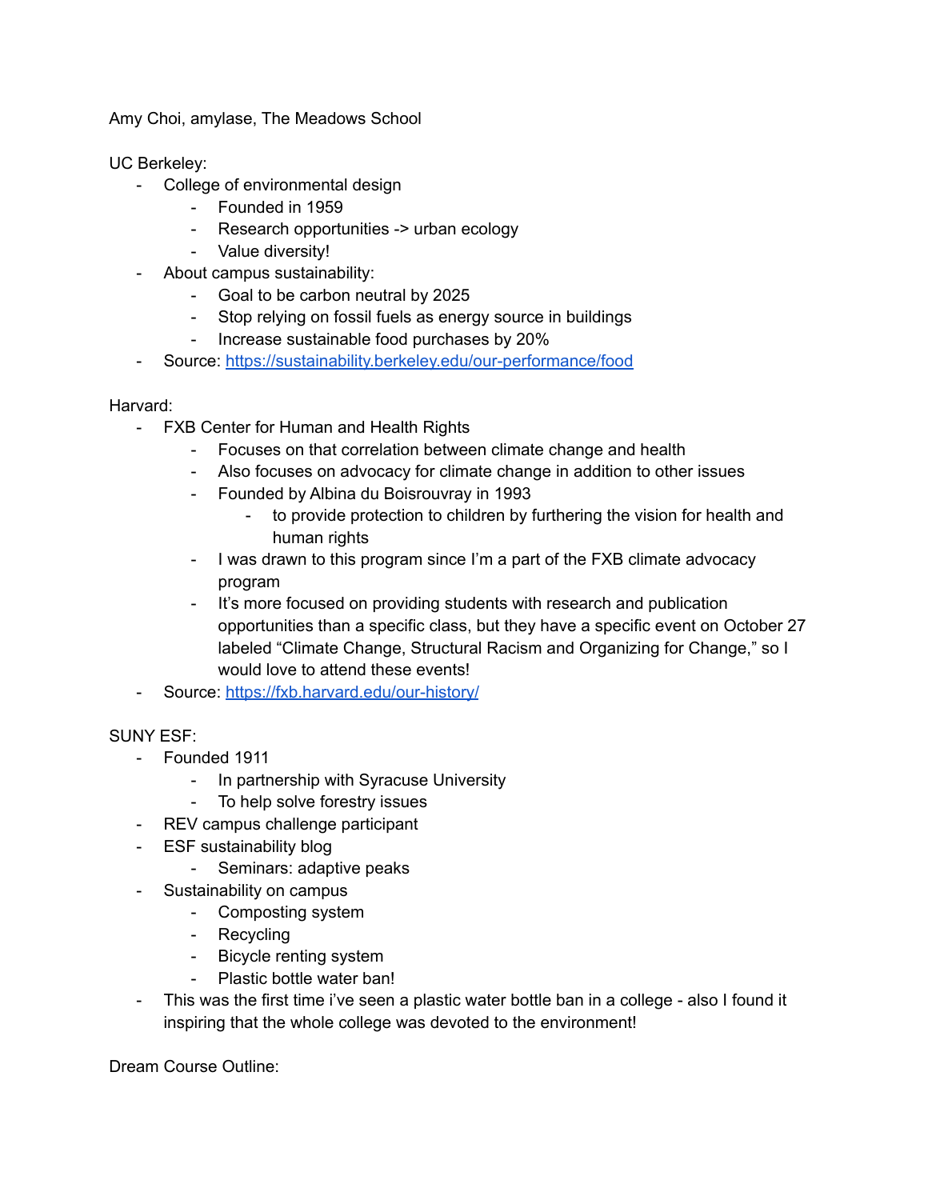Amy Choi, amylase, The Meadows School

UC Berkeley:

- College of environmental design
    - Founded in 1959
    - Research opportunities -> urban ecology
    - Value diversity!
- About campus sustainability:
    - Goal to be carbon neutral by 2025
    - Stop relying on fossil fuels as energy source in buildings
    - Increase sustainable food purchases by 20%
- Source: [https://sustainability.berkeley.edu/our-performance/food](https://sustainability.berkeley.edu/our-performance/food)

Harvard:

- FXB Center for Human and Health Rights
    - Focuses on that correlation between climate change and health
    - Also focuses on advocacy for climate change in addition to other issues
    - Founded by Albina du Boisrouvray in 1993
        - to provide protection to children by furthering the vision for health and human rights
    - I was drawn to this program since I'm a part of the FXB climate advocacy program
    - It's more focused on providing students with research and publication opportunities than a specific class, but they have a specific event on October 27 labeled "Climate Change, Structural Racism and Organizing for Change," so I would love to attend these events!
- Source: [https://fxb.harvard.edu/our-history/](https://fxb.harvard.edu/our-history/)

SUNY ESF:

- Founded 1911
    - In partnership with Syracuse University
    - To help solve forestry issues
- REV campus challenge participant
- ESF sustainability blog
    - Seminars: adaptive peaks
- Sustainability on campus
    - Composting system
    - Recycling
    - Bicycle renting system
    - Plastic bottle water ban!
- This was the first time i've seen a plastic water bottle ban in a college - also I found it inspiring that the whole college was devoted to the environment!

Dream Course Outline: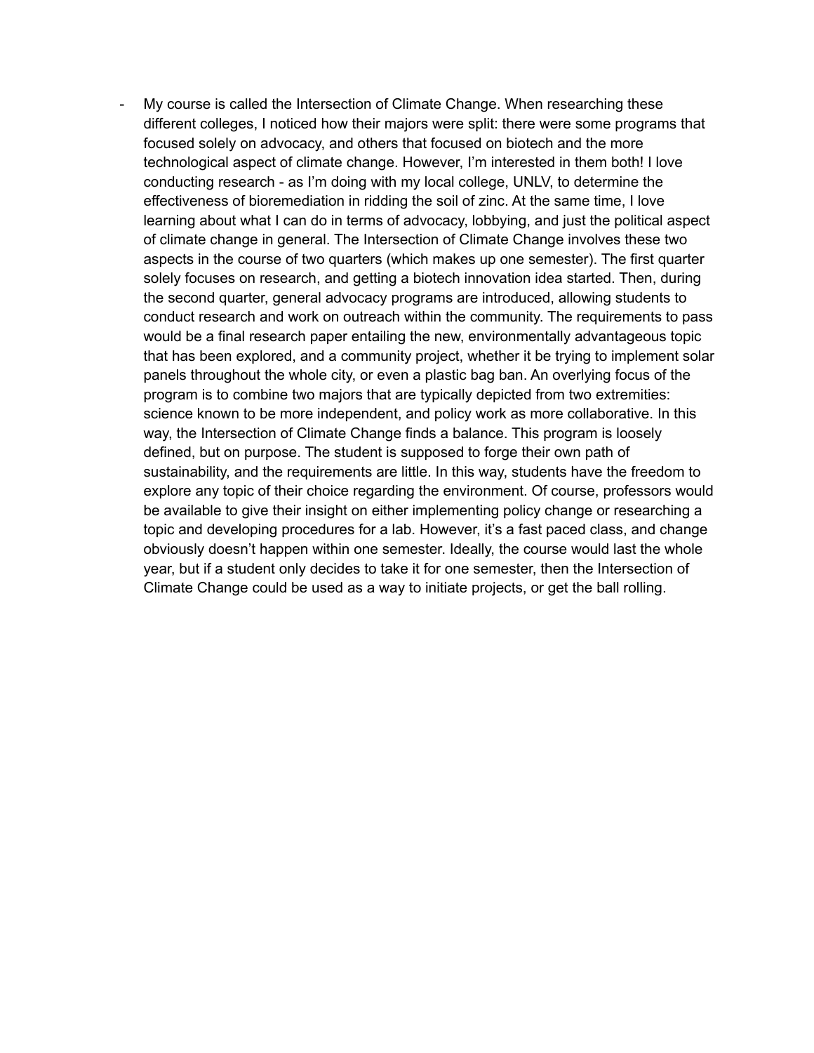- My course is called the Intersection of Climate Change. When researching these different colleges, I noticed how their majors were split: there were some programs that focused solely on advocacy, and others that focused on biotech and the more technological aspect of climate change. However, I'm interested in them both! I love conducting research - as I'm doing with my local college, UNLV, to determine the effectiveness of bioremediation in ridding the soil of zinc. At the same time, I love learning about what I can do in terms of advocacy, lobbying, and just the political aspect of climate change in general. The Intersection of Climate Change involves these two aspects in the course of two quarters (which makes up one semester). The first quarter solely focuses on research, and getting a biotech innovation idea started. Then, during the second quarter, general advocacy programs are introduced, allowing students to conduct research and work on outreach within the community. The requirements to pass would be a final research paper entailing the new, environmentally advantageous topic that has been explored, and a community project, whether it be trying to implement solar panels throughout the whole city, or even a plastic bag ban. An overlying focus of the program is to combine two majors that are typically depicted from two extremities: science known to be more independent, and policy work as more collaborative. In this way, the Intersection of Climate Change finds a balance. This program is loosely defined, but on purpose. The student is supposed to forge their own path of sustainability, and the requirements are little. In this way, students have the freedom to explore any topic of their choice regarding the environment. Of course, professors would be available to give their insight on either implementing policy change or researching a topic and developing procedures for a lab. However, it's a fast paced class, and change obviously doesn't happen within one semester. Ideally, the course would last the whole year, but if a student only decides to take it for one semester, then the Intersection of Climate Change could be used as a way to initiate projects, or get the ball rolling.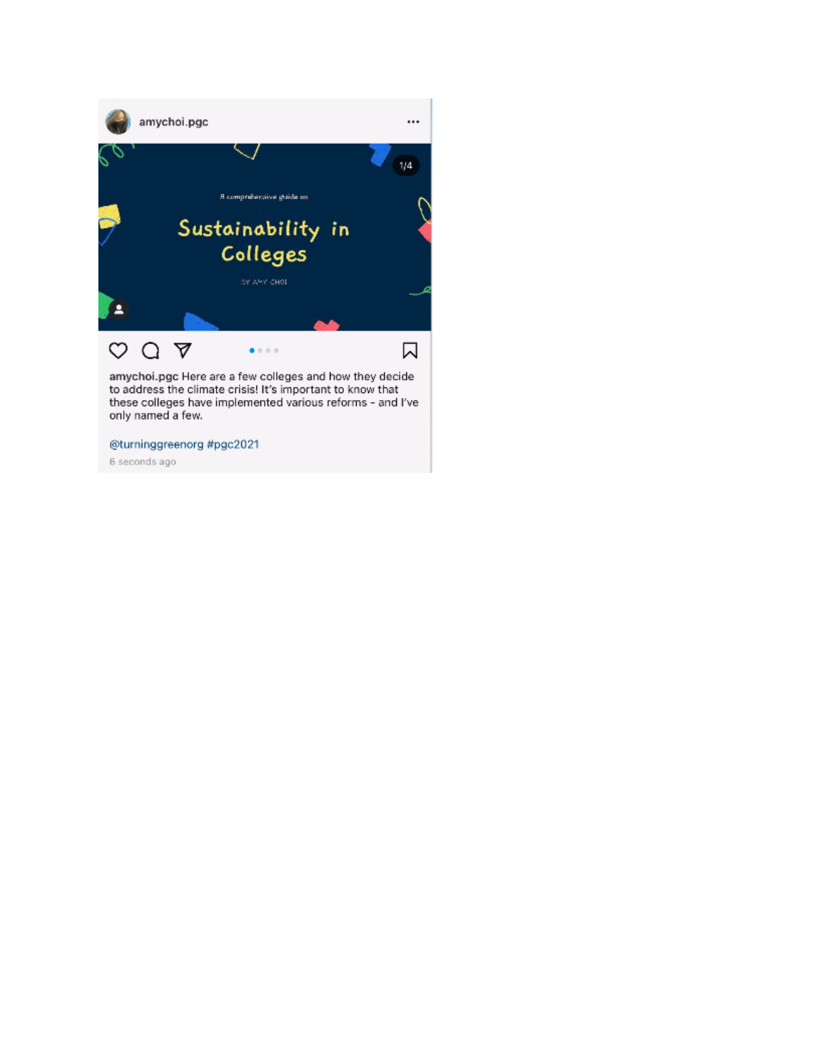amychoi.pgc

1/4

A comprehensive guide on

Sustainability in Colleges

BY AMY CHOI

**amychoi.pgc** Here are a few colleges and how they decide to address the climate crisis! It's important to know that these colleges have implemented various reforms - and I've only named a few.

@turninggreenorg #pgc2021

6 seconds ago